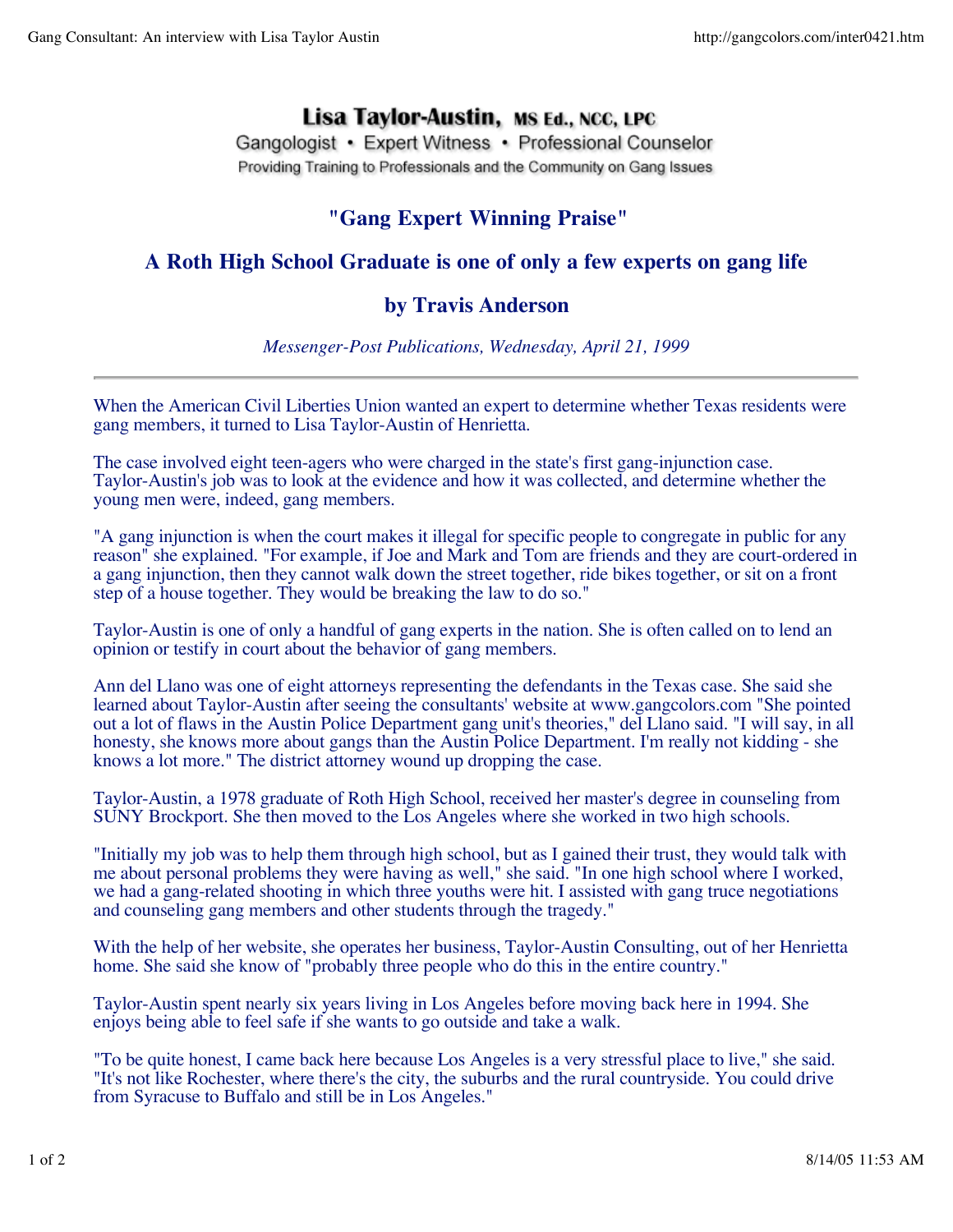**Lisa Taylor-Austin, MS Ed., NCC, LPC**

Gangologist • Expert Witness • Professional Counselor

Providing Training to Professionals and the Community on Gang Issues

## "Gang Expert Winning Praise"

## A Roth High School Graduate is one of only a few experts on gang life

### by Travis Anderson

*Messenger-Post Publications, Wednesday, April 21, 1999*

---

When the American Civil Liberties Union wanted an expert to determine whether Texas residents were gang members, it turned to Lisa Taylor-Austin of Henrietta.

The case involved eight teen-agers who were charged in the state's first gang-injunction case. Taylor-Austin's job was to look at the evidence and how it was collected, and determine whether the young men were, indeed, gang members.

"A gang injunction is when the court makes it illegal for specific people to congregate in public for any reason" she explained. "For example, if Joe and Mark and Tom are friends and they are court-ordered in a gang injunction, then they cannot walk down the street together, ride bikes together, or sit on a front step of a house together. They would be breaking the law to do so."

Taylor-Austin is one of only a handful of gang experts in the nation. She is often called on to lend an opinion or testify in court about the behavior of gang members.

Ann del Llano was one of eight attorneys representing the defendants in the Texas case. She said she learned about Taylor-Austin after seeing the consultants' website at www.gangcolors.com "She pointed out a lot of flaws in the Austin Police Department gang unit's theories," del Llano said. "I will say, in all honesty, she knows more about gangs than the Austin Police Department. I'm really not kidding - she knows a lot more." The district attorney wound up dropping the case.

Taylor-Austin, a 1978 graduate of Roth High School, received her master's degree in counseling from SUNY Brockport. She then moved to the Los Angeles where she worked in two high schools.

"Initially my job was to help them through high school, but as I gained their trust, they would talk with me about personal problems they were having as well," she said. "In one high school where I worked, we had a gang-related shooting in which three youths were hit. I assisted with gang truce negotiations and counseling gang members and other students through the tragedy."

With the help of her website, she operates her business, Taylor-Austin Consulting, out of her Henrietta home. She said she know of "probably three people who do this in the entire country."

Taylor-Austin spent nearly six years living in Los Angeles before moving back here in 1994. She enjoys being able to feel safe if she wants to go outside and take a walk.

"To be quite honest, I came back here because Los Angeles is a very stressful place to live," she said. "It's not like Rochester, where there's the city, the suburbs and the rural countryside. You could drive from Syracuse to Buffalo and still be in Los Angeles."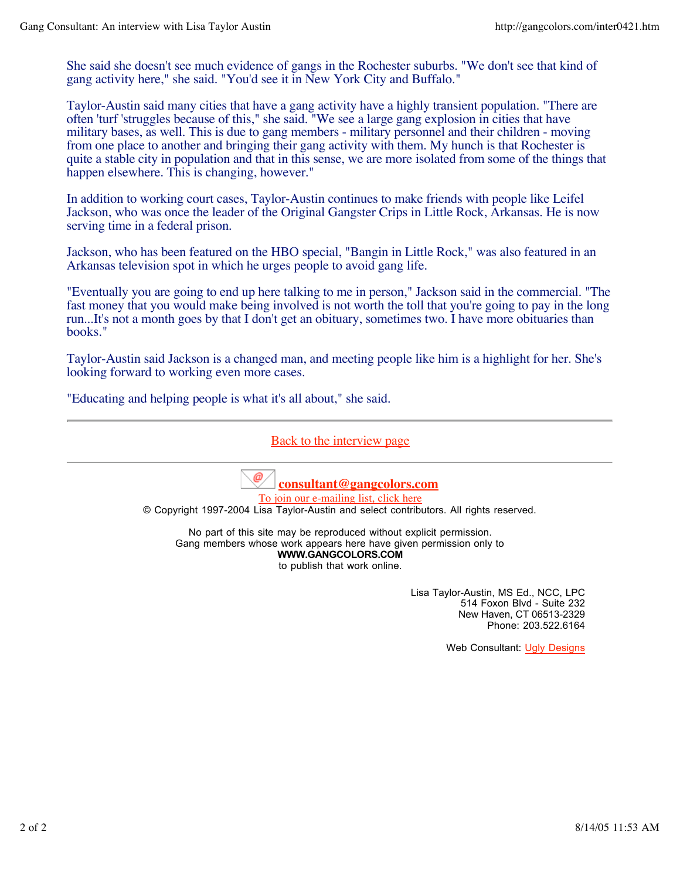She said she doesn't see much evidence of gangs in the Rochester suburbs. "We don't see that kind of gang activity here," she said. "You'd see it in New York City and Buffalo."

Taylor-Austin said many cities that have a gang activity have a highly transient population. "There are often 'turf 'struggles because of this," she said. "We see a large gang explosion in cities that have military bases, as well. This is due to gang members - military personnel and their children - moving from one place to another and bringing their gang activity with them. My hunch is that Rochester is quite a stable city in population and that in this sense, we are more isolated from some of the things that happen elsewhere. This is changing, however."

In addition to working court cases, Taylor-Austin continues to make friends with people like Leifel Jackson, who was once the leader of the Original Gangster Crips in Little Rock, Arkansas. He is now serving time in a federal prison.

Jackson, who has been featured on the HBO special, "Bangin in Little Rock," was also featured in an Arkansas television spot in which he urges people to avoid gang life.

"Eventually you are going to end up here talking to me in person," Jackson said in the commercial. "The fast money that you would make being involved is not worth the toll that you're going to pay in the long run...It's not a month goes by that I don't get an obituary, sometimes two. I have more obituaries than books."

Taylor-Austin said Jackson is a changed man, and meeting people like him is a highlight for her. She's looking forward to working even more cases.

"Educating and helping people is what it's all about," she said.

---

Back to the interview page

---

**consultant@gangcolors.com**

To join our e-mailing list, click here

© Copyright 1997-2004 Lisa Taylor-Austin and select contributors. All rights reserved.

No part of this site may be reproduced without explicit permission.
Gang members whose work appears here have given permission only to
**WWW.GANGCOLORS.COM**
to publish that work online.

Lisa Taylor-Austin, MS Ed., NCC, LPC
514 Foxon Blvd - Suite 232
New Haven, CT 06513-2329
Phone: 203.522.6164

Web Consultant: Ugly Designs